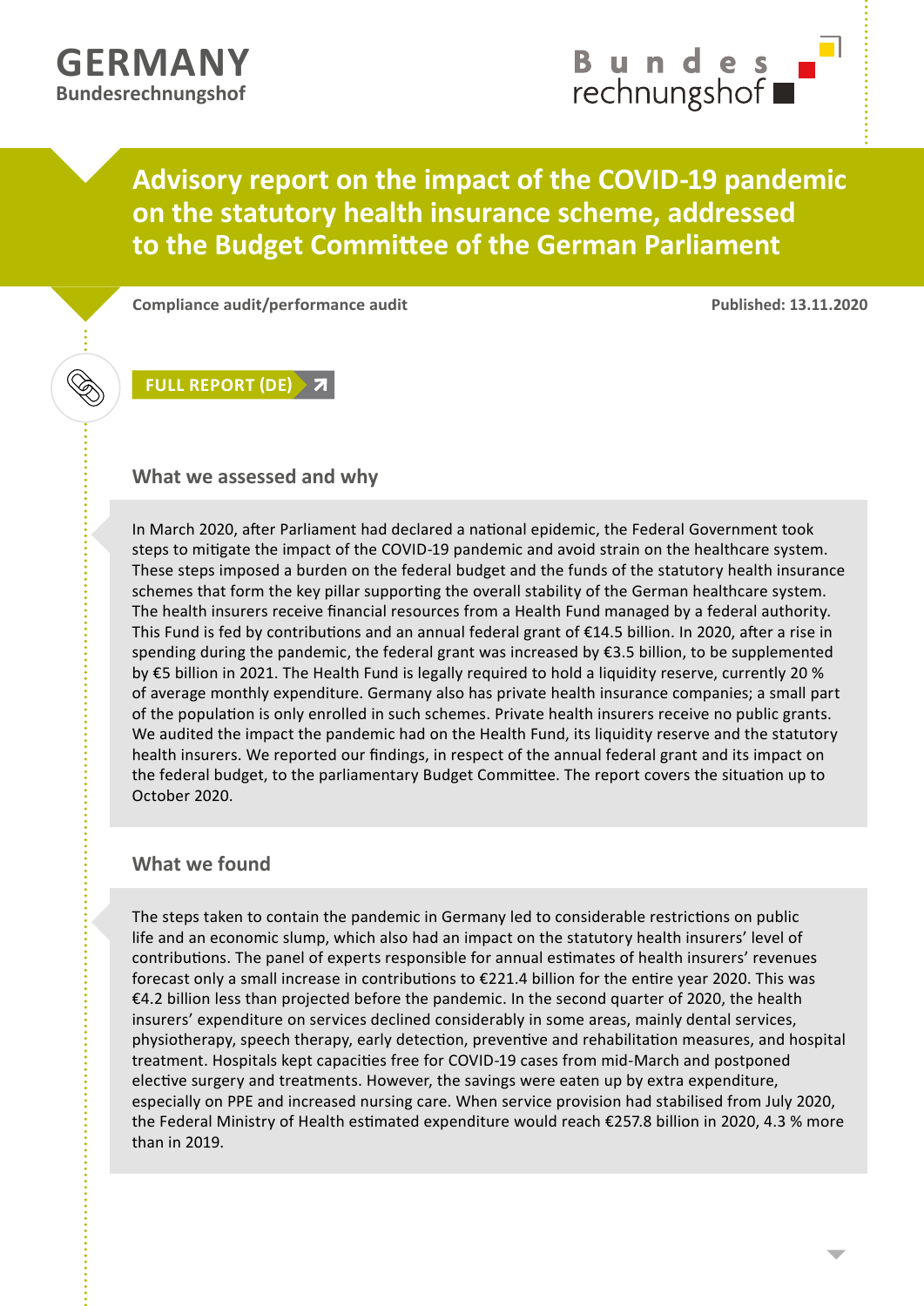**GERMANY**
**Bundesrechnungshof**

# Advisory report on the impact of the COVID-19 pandemic on the statutory health insurance scheme, addressed to the Budget Committee of the German Parliament

**Compliance audit/performance audit** | **Published: 13.11.2020**

**FULL REPORT (DE)**

## What we assessed and why

In March 2020, after Parliament had declared a national epidemic, the Federal Government took steps to mitigate the impact of the COVID-19 pandemic and avoid strain on the healthcare system. These steps imposed a burden on the federal budget and the funds of the statutory health insurance schemes that form the key pillar supporting the overall stability of the German healthcare system. The health insurers receive financial resources from a Health Fund managed by a federal authority. This Fund is fed by contributions and an annual federal grant of €14.5 billion. In 2020, after a rise in spending during the pandemic, the federal grant was increased by €3.5 billion, to be supplemented by €5 billion in 2021. The Health Fund is legally required to hold a liquidity reserve, currently 20 % of average monthly expenditure. Germany also has private health insurance companies; a small part of the population is only enrolled in such schemes. Private health insurers receive no public grants. We audited the impact the pandemic had on the Health Fund, its liquidity reserve and the statutory health insurers. We reported our findings, in respect of the annual federal grant and its impact on the federal budget, to the parliamentary Budget Committee. The report covers the situation up to October 2020.

## What we found

The steps taken to contain the pandemic in Germany led to considerable restrictions on public life and an economic slump, which also had an impact on the statutory health insurers' level of contributions. The panel of experts responsible for annual estimates of health insurers' revenues forecast only a small increase in contributions to €221.4 billion for the entire year 2020. This was €4.2 billion less than projected before the pandemic. In the second quarter of 2020, the health insurers' expenditure on services declined considerably in some areas, mainly dental services, physiotherapy, speech therapy, early detection, preventive and rehabilitation measures, and hospital treatment. Hospitals kept capacities free for COVID-19 cases from mid-March and postponed elective surgery and treatments. However, the savings were eaten up by extra expenditure, especially on PPE and increased nursing care. When service provision had stabilised from July 2020, the Federal Ministry of Health estimated expenditure would reach €257.8 billion in 2020, 4.3 % more than in 2019.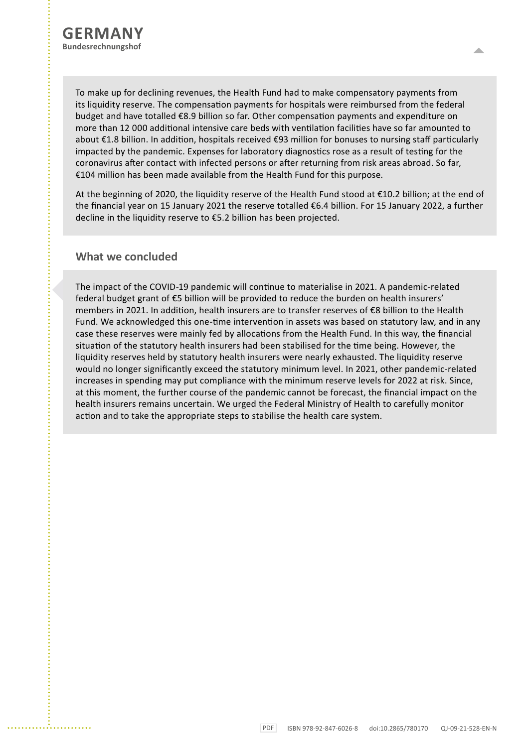To make up for declining revenues, the Health Fund had to make compensatory payments from its liquidity reserve. The compensation payments for hospitals were reimbursed from the federal budget and have totalled €8.9 billion so far. Other compensation payments and expenditure on more than 12 000 additional intensive care beds with ventilation facilities have so far amounted to about €1.8 billion. In addition, hospitals received €93 million for bonuses to nursing staff particularly impacted by the pandemic. Expenses for laboratory diagnostics rose as a result of testing for the coronavirus after contact with infected persons or after returning from risk areas abroad. So far, €104 million has been made available from the Health Fund for this purpose.

At the beginning of 2020, the liquidity reserve of the Health Fund stood at €10.2 billion; at the end of the financial year on 15 January 2021 the reserve totalled €6.4 billion. For 15 January 2022, a further decline in the liquidity reserve to €5.2 billion has been projected.

## What we concluded

The impact of the COVID-19 pandemic will continue to materialise in 2021. A pandemic-related federal budget grant of €5 billion will be provided to reduce the burden on health insurers' members in 2021. In addition, health insurers are to transfer reserves of €8 billion to the Health Fund. We acknowledged this one-time intervention in assets was based on statutory law, and in any case these reserves were mainly fed by allocations from the Health Fund. In this way, the financial situation of the statutory health insurers had been stabilised for the time being. However, the liquidity reserves held by statutory health insurers were nearly exhausted. The liquidity reserve would no longer significantly exceed the statutory minimum level. In 2021, other pandemic-related increases in spending may put compliance with the minimum reserve levels for 2022 at risk. Since, at this moment, the further course of the pandemic cannot be forecast, the financial impact on the health insurers remains uncertain. We urged the Federal Ministry of Health to carefully monitor action and to take the appropriate steps to stabilise the health care system.